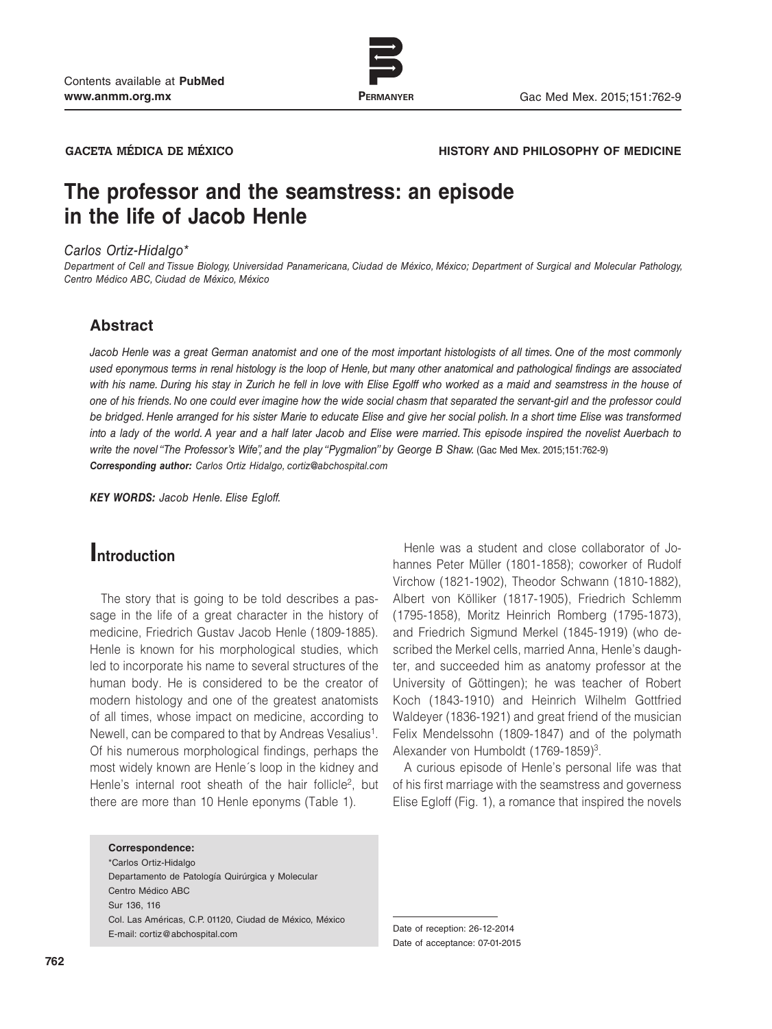GACETA MÉDICA DE MÉXICO

HISTORY AND PHILOSOPHY OF MEDICINE

# The professor and the seamstress: an episode in the life of Jacob Henle

*Carlos Ortiz-Hidalgo**

*Department of Cell and Tissue Biology, Universidad Panamericana, Ciudad de México, México; Department of Surgical and Molecular Pathology, Centro Médico ABC, Ciudad de México, México*

## Abstract

*Jacob Henle was a great German anatomist and one of the most important histologists of all times. One of the most commonly used eponymous terms in renal histology is the loop of Henle, but many other anatomical and pathological findings are associated with his name. During his stay in Zurich he fell in love with Elise Egolff who worked as a maid and seamstress in the house of one of his friends. No one could ever imagine how the wide social chasm that separated the servant-girl and the professor could be bridged. Henle arranged for his sister Marie to educate Elise and give her social polish. In a short time Elise was transformed into a lady of the world. A year and a half later Jacob and Elise were married. This episode inspired the novelist Auerbach to write the novel "The Professor's Wife", and the play "Pygmalion" by George B Shaw.* (Gac Med Mex. 2015;151:762-9)

***Corresponding author:*** *Carlos Ortiz Hidalgo, cortiz@abchospital.com*

***KEY WORDS:*** *Jacob Henle. Elise Egloff.*

## Introduction

The story that is going to be told describes a passage in the life of a great character in the history of medicine, Friedrich Gustav Jacob Henle (1809-1885). Henle is known for his morphological studies, which led to incorporate his name to several structures of the human body. He is considered to be the creator of modern histology and one of the greatest anatomists of all times, whose impact on medicine, according to Newell, can be compared to that by Andreas Vesalius[1]. Of his numerous morphological findings, perhaps the most widely known are Henle´s loop in the kidney and Henle's internal root sheath of the hair follicle[2], but there are more than 10 Henle eponyms (Table 1).

Henle was a student and close collaborator of Johannes Peter Müller (1801-1858); coworker of Rudolf Virchow (1821-1902), Theodor Schwann (1810-1882), Albert von Kölliker (1817-1905), Friedrich Schlemm (1795-1858), Moritz Heinrich Romberg (1795-1873), and Friedrich Sigmund Merkel (1845-1919) (who described the Merkel cells, married Anna, Henle's daughter, and succeeded him as anatomy professor at the University of Göttingen); he was teacher of Robert Koch (1843-1910) and Heinrich Wilhelm Gottfried Waldeyer (1836-1921) and great friend of the musician Felix Mendelssohn (1809-1847) and of the polymath Alexander von Humboldt (1769-1859)[3].

A curious episode of Henle's personal life was that of his first marriage with the seamstress and governess Elise Egloff (Fig. 1), a romance that inspired the novels

**Correspondence:**
*Carlos Ortiz-Hidalgo
Departamento de Patología Quirúrgica y Molecular
Centro Médico ABC
Sur 136, 116
Col. Las Américas, C.P. 01120, Ciudad de México, México
E-mail: cortiz@abchospital.com

Date of reception: 26-12-2014
Date of acceptance: 07-01-2015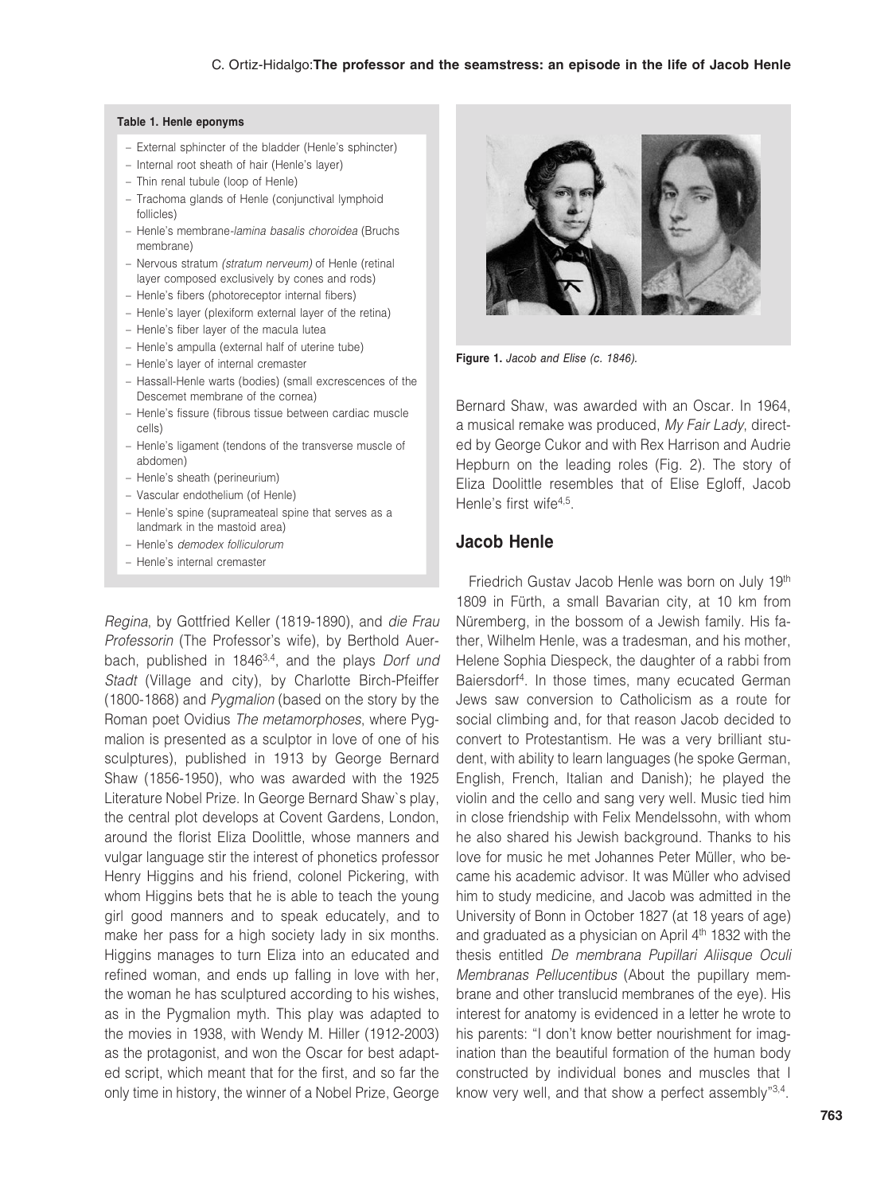**Table 1. Henle eponyms**

- External sphincter of the bladder (Henle's sphincter)
- Internal root sheath of hair (Henle's layer)
- Thin renal tubule (loop of Henle)
- Trachoma glands of Henle (conjunctival lymphoid follicles)
- Henle's membrane-*lamina basalis choroidea* (Bruchs membrane)
- Nervous stratum *(stratum nerveum)* of Henle (retinal layer composed exclusively by cones and rods)
- Henle's fibers (photoreceptor internal fibers)
- Henle's layer (plexiform external layer of the retina)
- Henle's fiber layer of the macula lutea
- Henle's ampulla (external half of uterine tube)
- Henle's layer of internal cremaster
- Hassall-Henle warts (bodies) (small excrescences of the Descemet membrane of the cornea)
- Henle's fissure (fibrous tissue between cardiac muscle cells)
- Henle's ligament (tendons of the transverse muscle of abdomen)
- Henle's sheath (perineurium)
- Vascular endothelium (of Henle)
- Henle's spine (suprameateal spine that serves as a landmark in the mastoid area)
- Henle's *demodex folliculorum*
- Henle's internal cremaster

*Regina*, by Gottfried Keller (1819-1890), and *die Frau Professorin* (The Professor's wife), by Berthold Auerbach, published in 1846[3,4], and the plays *Dorf und Stadt* (Village and city), by Charlotte Birch-Pfeiffer (1800-1868) and *Pygmalion* (based on the story by the Roman poet Ovidius *The metamorphoses*, where Pygmalion is presented as a sculptor in love of one of his sculptures), published in 1913 by George Bernard Shaw (1856-1950), who was awarded with the 1925 Literature Nobel Prize. In George Bernard Shaw`s play, the central plot develops at Covent Gardens, London, around the florist Eliza Doolittle, whose manners and vulgar language stir the interest of phonetics professor Henry Higgins and his friend, colonel Pickering, with whom Higgins bets that he is able to teach the young girl good manners and to speak educately, and to make her pass for a high society lady in six months. Higgins manages to turn Eliza into an educated and refined woman, and ends up falling in love with her, the woman he has sculptured according to his wishes, as in the Pygmalion myth. This play was adapted to the movies in 1938, with Wendy M. Hiller (1912-2003) as the protagonist, and won the Oscar for best adapted script, which meant that for the first, and so far the only time in history, the winner of a Nobel Prize, George Bernard Shaw, was awarded with an Oscar. In 1964, a musical remake was produced, *My Fair Lady*, directed by George Cukor and with Rex Harrison and Audrie Hepburn on the leading roles (Fig. 2). The story of Eliza Doolittle resembles that of Elise Egloff, Jacob Henle's first wife[4,5].

**Figure 1.** *Jacob and Elise (c. 1846).*

## Jacob Henle

Friedrich Gustav Jacob Henle was born on July 19th 1809 in Fürth, a small Bavarian city, at 10 km from Nüremberg, in the bossom of a Jewish family. His father, Wilhelm Henle, was a tradesman, and his mother, Helene Sophia Diespeck, the daughter of a rabbi from Baiersdorf[4]. In those times, many ecucated German Jews saw conversion to Catholicism as a route for social climbing and, for that reason Jacob decided to convert to Protestantism. He was a very brilliant student, with ability to learn languages (he spoke German, English, French, Italian and Danish); he played the violin and the cello and sang very well. Music tied him in close friendship with Felix Mendelssohn, with whom he also shared his Jewish background. Thanks to his love for music he met Johannes Peter Müller, who became his academic advisor. It was Müller who advised him to study medicine, and Jacob was admitted in the University of Bonn in October 1827 (at 18 years of age) and graduated as a physician on April 4th 1832 with the thesis entitled *De membrana Pupillari Aliisque Oculi Membranas Pellucentibus* (About the pupillary membrane and other translucid membranes of the eye). His interest for anatomy is evidenced in a letter he wrote to his parents: "I don't know better nourishment for imagination than the beautiful formation of the human body constructed by individual bones and muscles that I know very well, and that show a perfect assembly"[3,4].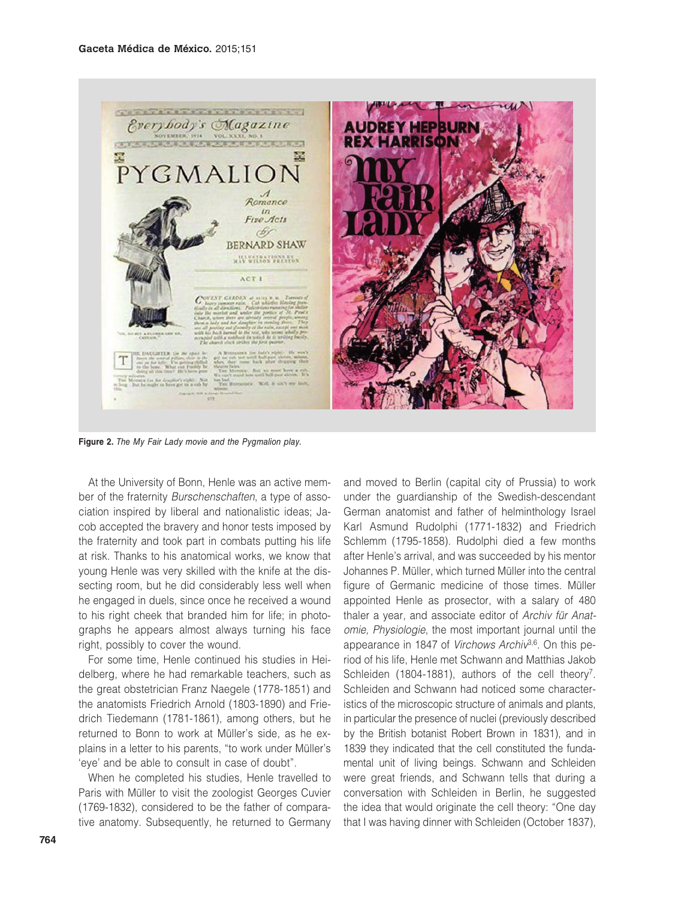**Figure 2.** *The My Fair Lady movie and the Pygmalion play.*

At the University of Bonn, Henle was an active member of the fraternity *Burschenschaften*, a type of association inspired by liberal and nationalistic ideas; Jacob accepted the bravery and honor tests imposed by the fraternity and took part in combats putting his life at risk. Thanks to his anatomical works, we know that young Henle was very skilled with the knife at the dissecting room, but he did considerably less well when he engaged in duels, since once he received a wound to his right cheek that branded him for life; in photographs he appears almost always turning his face right, possibly to cover the wound.

For some time, Henle continued his studies in Heidelberg, where he had remarkable teachers, such as the great obstetrician Franz Naegele (1778-1851) and the anatomists Friedrich Arnold (1803-1890) and Friedrich Tiedemann (1781-1861), among others, but he returned to Bonn to work at Müller's side, as he explains in a letter to his parents, "to work under Müller's 'eye' and be able to consult in case of doubt".

When he completed his studies, Henle travelled to Paris with Müller to visit the zoologist Georges Cuvier (1769-1832), considered to be the father of comparative anatomy. Subsequently, he returned to Germany and moved to Berlin (capital city of Prussia) to work under the guardianship of the Swedish-descendant German anatomist and father of helminthology Israel Karl Asmund Rudolphi (1771-1832) and Friedrich Schlemm (1795-1858). Rudolphi died a few months after Henle's arrival, and was succeeded by his mentor Johannes P. Müller, which turned Müller into the central figure of Germanic medicine of those times. Müller appointed Henle as prosector, with a salary of 480 thaler a year, and associate editor of *Archiv für Anatomie, Physiologie*, the most important journal until the appearance in 1847 of *Virchows Archiv*[3,6]. On this period of his life, Henle met Schwann and Matthias Jakob Schleiden (1804-1881), authors of the cell theory[7]. Schleiden and Schwann had noticed some characteristics of the microscopic structure of animals and plants, in particular the presence of nuclei (previously described by the British botanist Robert Brown in 1831), and in 1839 they indicated that the cell constituted the fundamental unit of living beings. Schwann and Schleiden were great friends, and Schwann tells that during a conversation with Schleiden in Berlin, he suggested the idea that would originate the cell theory: "One day that I was having dinner with Schleiden (October 1837),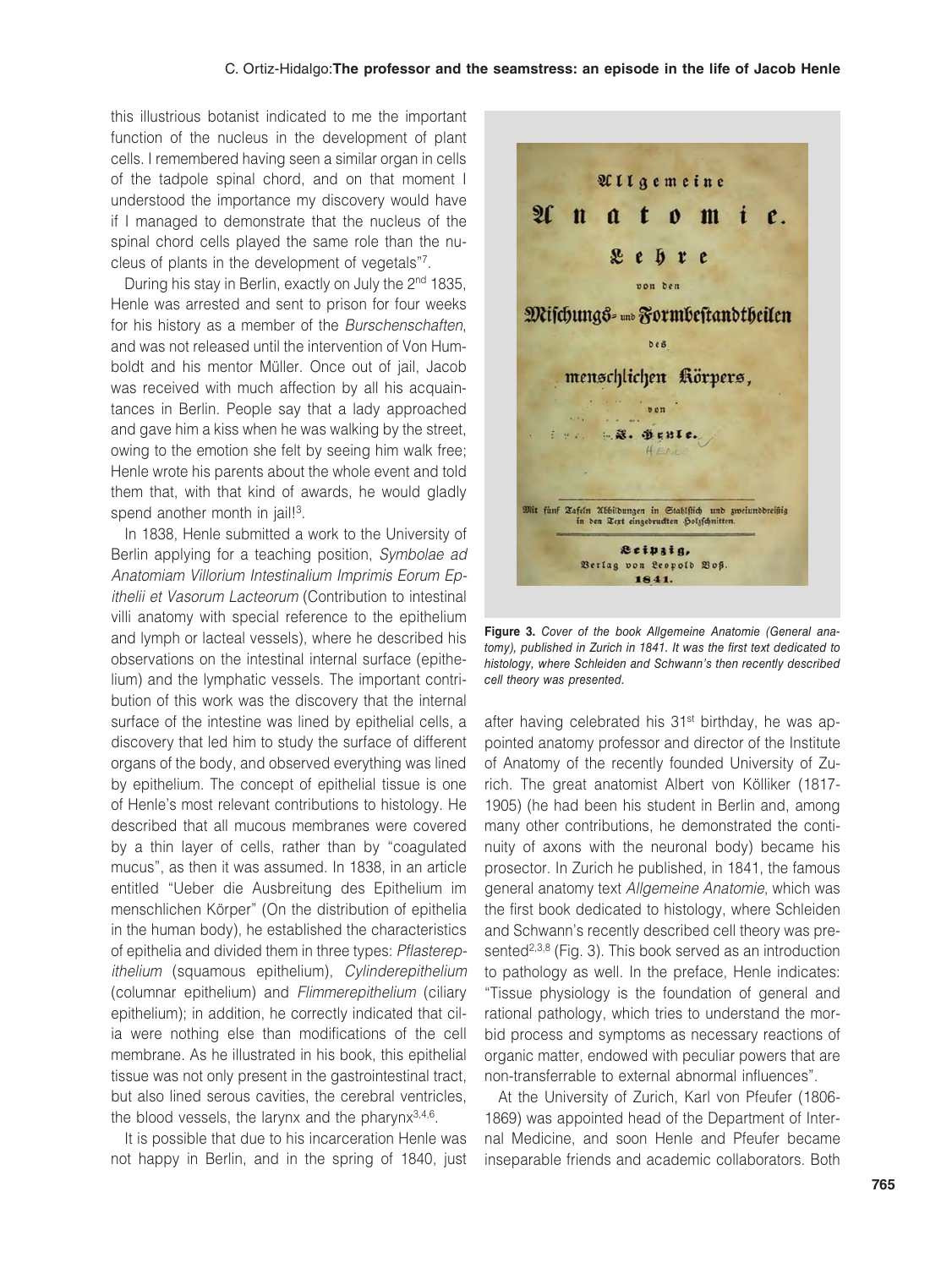this illustrious botanist indicated to me the important function of the nucleus in the development of plant cells. I remembered having seen a similar organ in cells of the tadpole spinal chord, and on that moment I understood the importance my discovery would have if I managed to demonstrate that the nucleus of the spinal chord cells played the same role than the nucleus of plants in the development of vegetals"[7].

During his stay in Berlin, exactly on July the 2nd 1835, Henle was arrested and sent to prison for four weeks for his history as a member of the *Burschenschaften*, and was not released until the intervention of Von Humboldt and his mentor Müller. Once out of jail, Jacob was received with much affection by all his acquaintances in Berlin. People say that a lady approached and gave him a kiss when he was walking by the street, owing to the emotion she felt by seeing him walk free; Henle wrote his parents about the whole event and told them that, with that kind of awards, he would gladly spend another month in jail![3].

In 1838, Henle submitted a work to the University of Berlin applying for a teaching position, *Symbolae ad Anatomiam Villorium Intestinalium Imprimis Eorum Epithelii et Vasorum Lacteorum* (Contribution to intestinal villi anatomy with special reference to the epithelium and lymph or lacteal vessels), where he described his observations on the intestinal internal surface (epithelium) and the lymphatic vessels. The important contribution of this work was the discovery that the internal surface of the intestine was lined by epithelial cells, a discovery that led him to study the surface of different organs of the body, and observed everything was lined by epithelium. The concept of epithelial tissue is one of Henle's most relevant contributions to histology. He described that all mucous membranes were covered by a thin layer of cells, rather than by "coagulated mucus", as then it was assumed. In 1838, in an article entitled "Ueber die Ausbreitung des Epithelium im menschlichen Körper" (On the distribution of epithelia in the human body), he established the characteristics of epithelia and divided them in three types: *Pflasterepithelium* (squamous epithelium), *Cylinderepithelium* (columnar epithelium) and *Flimmerepithelium* (ciliary epithelium); in addition, he correctly indicated that cilia were nothing else than modifications of the cell membrane. As he illustrated in his book, this epithelial tissue was not only present in the gastrointestinal tract, but also lined serous cavities, the cerebral ventricles, the blood vessels, the larynx and the pharynx[3,4,6].

It is possible that due to his incarceration Henle was not happy in Berlin, and in the spring of 1840, just after having celebrated his 31st birthday, he was appointed anatomy professor and director of the Institute of Anatomy of the recently founded University of Zurich. The great anatomist Albert von Kölliker (1817-1905) (he had been his student in Berlin and, among many other contributions, he demonstrated the continuity of axons with the neuronal body) became his prosector. In Zurich he published, in 1841, the famous general anatomy text *Allgemeine Anatomie*, which was the first book dedicated to histology, where Schleiden and Schwann's recently described cell theory was presented[2,3,8] (Fig. 3). This book served as an introduction to pathology as well. In the preface, Henle indicates: "Tissue physiology is the foundation of general and rational pathology, which tries to understand the morbid process and symptoms as necessary reactions of organic matter, endowed with peculiar powers that are non-transferrable to external abnormal influences".

**Figure 3.** *Cover of the book Allgemeine Anatomie (General anatomy), published in Zurich in 1841. It was the first text dedicated to histology, where Schleiden and Schwann's then recently described cell theory was presented.*

At the University of Zurich, Karl von Pfeufer (1806-1869) was appointed head of the Department of Internal Medicine, and soon Henle and Pfeufer became inseparable friends and academic collaborators. Both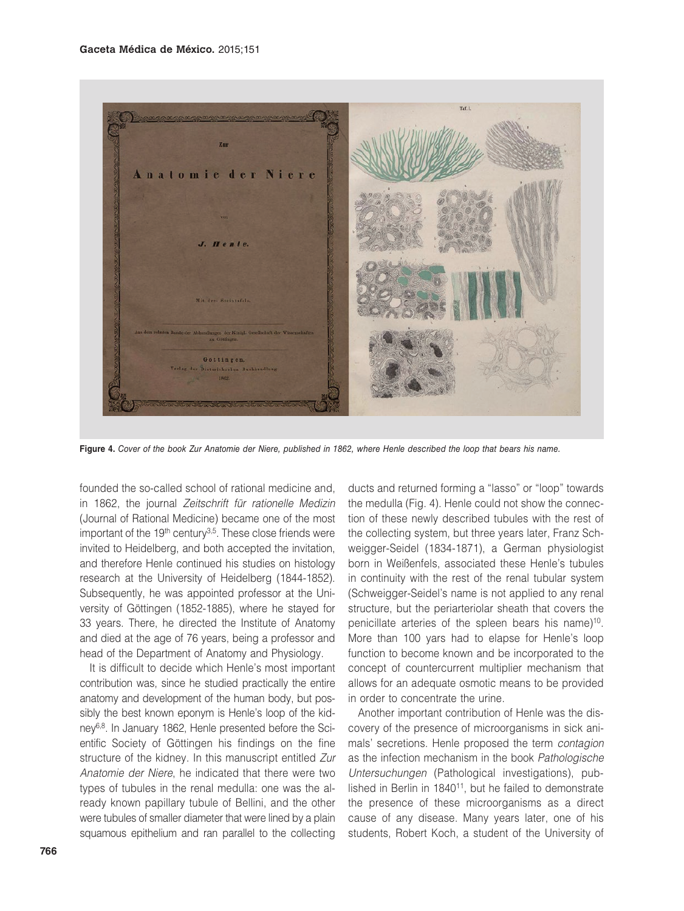Figure 4. *Cover of the book Zur Anatomie der Niere, published in 1862, where Henle described the loop that bears his name.*

founded the so-called school of rational medicine and, in 1862, the journal *Zeitschrift für rationelle Medizin* (Journal of Rational Medicine) became one of the most important of the 19th century[3,5]. These close friends were invited to Heidelberg, and both accepted the invitation, and therefore Henle continued his studies on histology research at the University of Heidelberg (1844-1852). Subsequently, he was appointed professor at the University of Göttingen (1852-1885), where he stayed for 33 years. There, he directed the Institute of Anatomy and died at the age of 76 years, being a professor and head of the Department of Anatomy and Physiology.

It is difficult to decide which Henle's most important contribution was, since he studied practically the entire anatomy and development of the human body, but possibly the best known eponym is Henle's loop of the kidney[6,8]. In January 1862, Henle presented before the Scientific Society of Göttingen his findings on the fine structure of the kidney. In this manuscript entitled *Zur Anatomie der Niere*, he indicated that there were two types of tubules in the renal medulla: one was the already known papillary tubule of Bellini, and the other were tubules of smaller diameter that were lined by a plain squamous epithelium and ran parallel to the collecting ducts and returned forming a "lasso" or "loop" towards the medulla (Fig. 4). Henle could not show the connection of these newly described tubules with the rest of the collecting system, but three years later, Franz Schweigger-Seidel (1834-1871), a German physiologist born in Weißenfels, associated these Henle's tubules in continuity with the rest of the renal tubular system (Schweigger-Seidel's name is not applied to any renal structure, but the periarteriolar sheath that covers the penicillate arteries of the spleen bears his name)[10]. More than 100 yars had to elapse for Henle's loop function to become known and be incorporated to the concept of countercurrent multiplier mechanism that allows for an adequate osmotic means to be provided in order to concentrate the urine.

Another important contribution of Henle was the discovery of the presence of microorganisms in sick animals' secretions. Henle proposed the term *contagion* as the infection mechanism in the book *Pathologische Untersuchungen* (Pathological investigations), published in Berlin in 1840[11], but he failed to demonstrate the presence of these microorganisms as a direct cause of any disease. Many years later, one of his students, Robert Koch, a student of the University of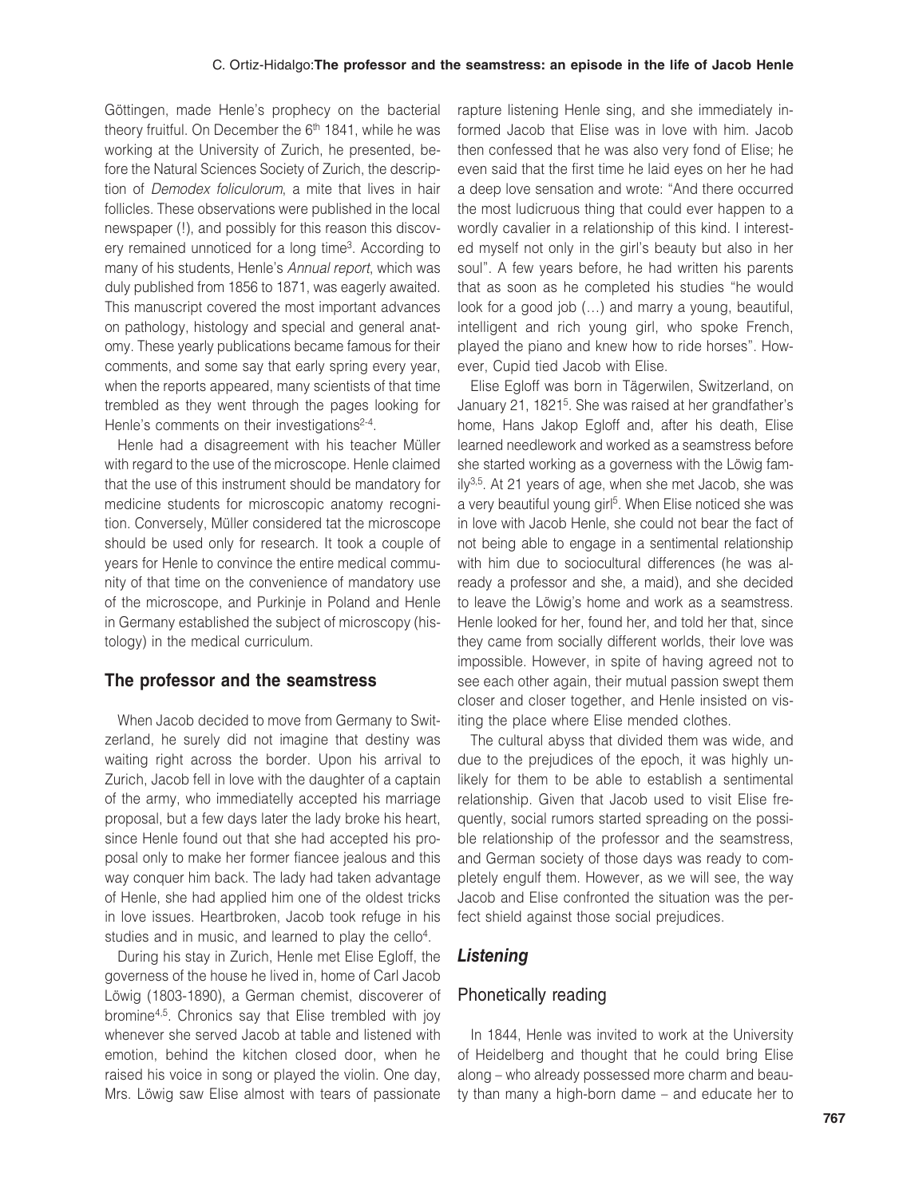Göttingen, made Henle's prophecy on the bacterial theory fruitful. On December the 6th 1841, while he was working at the University of Zurich, he presented, before the Natural Sciences Society of Zurich, the description of *Demodex foliculorum*, a mite that lives in hair follicles. These observations were published in the local newspaper (!), and possibly for this reason this discovery remained unnoticed for a long time[3]. According to many of his students, Henle's *Annual report*, which was duly published from 1856 to 1871, was eagerly awaited. This manuscript covered the most important advances on pathology, histology and special and general anatomy. These yearly publications became famous for their comments, and some say that early spring every year, when the reports appeared, many scientists of that time trembled as they went through the pages looking for Henle's comments on their investigations[2-4].

Henle had a disagreement with his teacher Müller with regard to the use of the microscope. Henle claimed that the use of this instrument should be mandatory for medicine students for microscopic anatomy recognition. Conversely, Müller considered tat the microscope should be used only for research. It took a couple of years for Henle to convince the entire medical community of that time on the convenience of mandatory use of the microscope, and Purkinje in Poland and Henle in Germany established the subject of microscopy (histology) in the medical curriculum.

## The professor and the seamstress

When Jacob decided to move from Germany to Switzerland, he surely did not imagine that destiny was waiting right across the border. Upon his arrival to Zurich, Jacob fell in love with the daughter of a captain of the army, who immediatelly accepted his marriage proposal, but a few days later the lady broke his heart, since Henle found out that she had accepted his proposal only to make her former fiancee jealous and this way conquer him back. The lady had taken advantage of Henle, she had applied him one of the oldest tricks in love issues. Heartbroken, Jacob took refuge in his studies and in music, and learned to play the cello[4].

During his stay in Zurich, Henle met Elise Egloff, the governess of the house he lived in, home of Carl Jacob Löwig (1803-1890), a German chemist, discoverer of bromine[4,5]. Chronics say that Elise trembled with joy whenever she served Jacob at table and listened with emotion, behind the kitchen closed door, when he raised his voice in song or played the violin. One day, Mrs. Löwig saw Elise almost with tears of passionate rapture listening Henle sing, and she immediately informed Jacob that Elise was in love with him. Jacob then confessed that he was also very fond of Elise; he even said that the first time he laid eyes on her he had a deep love sensation and wrote: "And there occurred the most ludicruous thing that could ever happen to a wordly cavalier in a relationship of this kind. I interested myself not only in the girl's beauty but also in her soul". A few years before, he had written his parents that as soon as he completed his studies "he would look for a good job (…) and marry a young, beautiful, intelligent and rich young girl, who spoke French, played the piano and knew how to ride horses". However, Cupid tied Jacob with Elise.

Elise Egloff was born in Tägerwilen, Switzerland, on January 21, 1821[5]. She was raised at her grandfather's home, Hans Jakop Egloff and, after his death, Elise learned needlework and worked as a seamstress before she started working as a governess with the Löwig family[3,5]. At 21 years of age, when she met Jacob, she was a very beautiful young girl[5]. When Elise noticed she was in love with Jacob Henle, she could not bear the fact of not being able to engage in a sentimental relationship with him due to sociocultural differences (he was already a professor and she, a maid), and she decided to leave the Löwig's home and work as a seamstress. Henle looked for her, found her, and told her that, since they came from socially different worlds, their love was impossible. However, in spite of having agreed not to see each other again, their mutual passion swept them closer and closer together, and Henle insisted on visiting the place where Elise mended clothes.

The cultural abyss that divided them was wide, and due to the prejudices of the epoch, it was highly unlikely for them to be able to establish a sentimental relationship. Given that Jacob used to visit Elise frequently, social rumors started spreading on the possible relationship of the professor and the seamstress, and German society of those days was ready to completely engulf them. However, as we will see, the way Jacob and Elise confronted the situation was the perfect shield against those social prejudices.

### *Listening*

### Phonetically reading

In 1844, Henle was invited to work at the University of Heidelberg and thought that he could bring Elise along – who already possessed more charm and beauty than many a high-born dame – and educate her to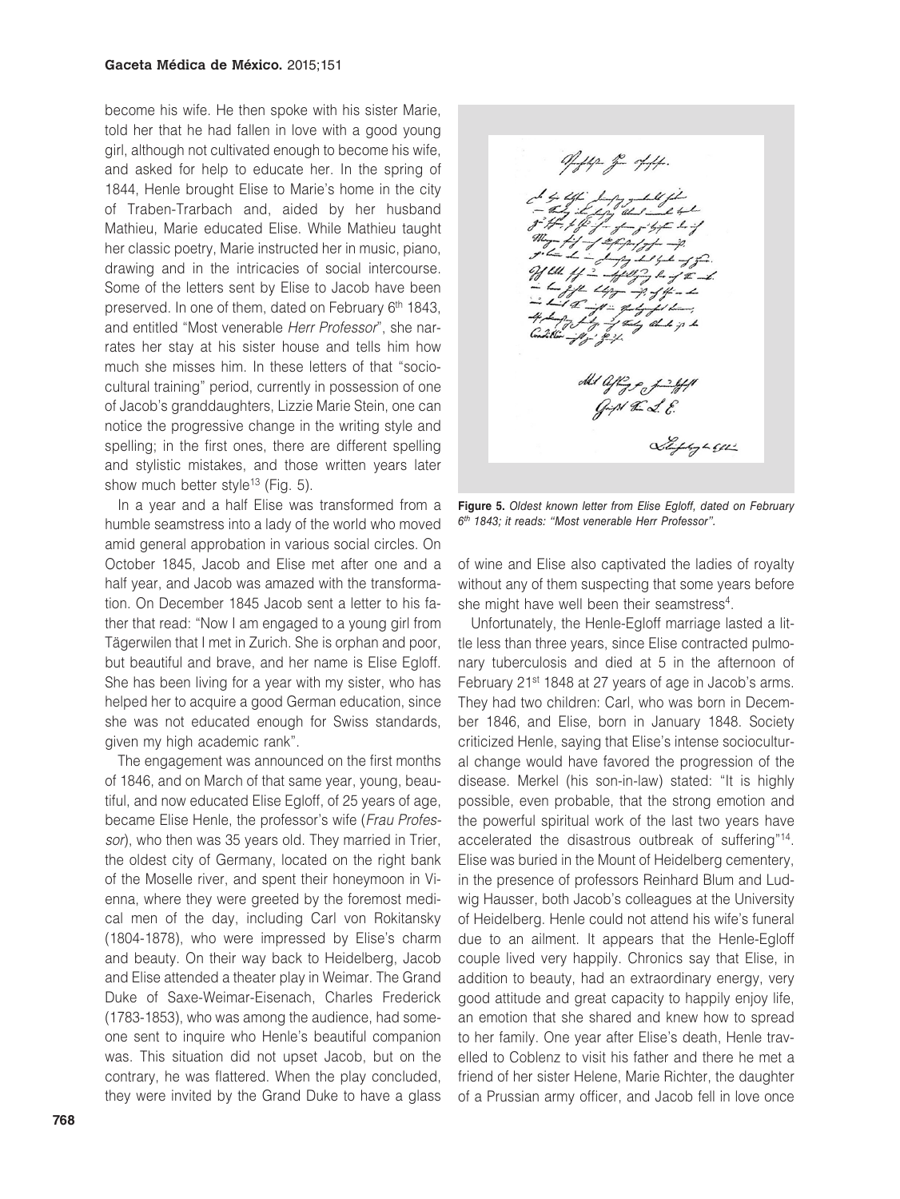become his wife. He then spoke with his sister Marie, told her that he had fallen in love with a good young girl, although not cultivated enough to become his wife, and asked for help to educate her. In the spring of 1844, Henle brought Elise to Marie's home in the city of Traben-Trarbach and, aided by her husband Mathieu, Marie educated Elise. While Mathieu taught her classic poetry, Marie instructed her in music, piano, drawing and in the intricacies of social intercourse. Some of the letters sent by Elise to Jacob have been preserved. In one of them, dated on February 6th 1843, and entitled "Most venerable *Herr Professor*", she narrates her stay at his sister house and tells him how much she misses him. In these letters of that "sociocultural training" period, currently in possession of one of Jacob's granddaughters, Lizzie Marie Stein, one can notice the progressive change in the writing style and spelling; in the first ones, there are different spelling and stylistic mistakes, and those written years later show much better style[13] (Fig. 5).

In a year and a half Elise was transformed from a humble seamstress into a lady of the world who moved amid general approbation in various social circles. On October 1845, Jacob and Elise met after one and a half year, and Jacob was amazed with the transformation. On December 1845 Jacob sent a letter to his father that read: "Now I am engaged to a young girl from Tägerwilen that I met in Zurich. She is orphan and poor, but beautiful and brave, and her name is Elise Egloff. She has been living for a year with my sister, who has helped her to acquire a good German education, since she was not educated enough for Swiss standards, given my high academic rank".

The engagement was announced on the first months of 1846, and on March of that same year, young, beautiful, and now educated Elise Egloff, of 25 years of age, became Elise Henle, the professor's wife (*Frau Professor*), who then was 35 years old. They married in Trier, the oldest city of Germany, located on the right bank of the Moselle river, and spent their honeymoon in Vienna, where they were greeted by the foremost medical men of the day, including Carl von Rokitansky (1804-1878), who were impressed by Elise's charm and beauty. On their way back to Heidelberg, Jacob and Elise attended a theater play in Weimar. The Grand Duke of Saxe-Weimar-Eisenach, Charles Frederick (1783-1853), who was among the audience, had someone sent to inquire who Henle's beautiful companion was. This situation did not upset Jacob, but on the contrary, he was flattered. When the play concluded, they were invited by the Grand Duke to have a glass of wine and Elise also captivated the ladies of royalty without any of them suspecting that some years before she might have well been their seamstress[4].

**Figure 5.** *Oldest known letter from Elise Egloff, dated on February 6th 1843; it reads: "Most venerable Herr Professor".*

Unfortunately, the Henle-Egloff marriage lasted a little less than three years, since Elise contracted pulmonary tuberculosis and died at 5 in the afternoon of February 21st 1848 at 27 years of age in Jacob's arms. They had two children: Carl, who was born in December 1846, and Elise, born in January 1848. Society criticized Henle, saying that Elise's intense sociocultural change would have favored the progression of the disease. Merkel (his son-in-law) stated: "It is highly possible, even probable, that the strong emotion and the powerful spiritual work of the last two years have accelerated the disastrous outbreak of suffering"[14]. Elise was buried in the Mount of Heidelberg cementery, in the presence of professors Reinhard Blum and Ludwig Hausser, both Jacob's colleagues at the University of Heidelberg. Henle could not attend his wife's funeral due to an ailment. It appears that the Henle-Egloff couple lived very happily. Chronics say that Elise, in addition to beauty, had an extraordinary energy, very good attitude and great capacity to happily enjoy life, an emotion that she shared and knew how to spread to her family. One year after Elise's death, Henle travelled to Coblenz to visit his father and there he met a friend of her sister Helene, Marie Richter, the daughter of a Prussian army officer, and Jacob fell in love once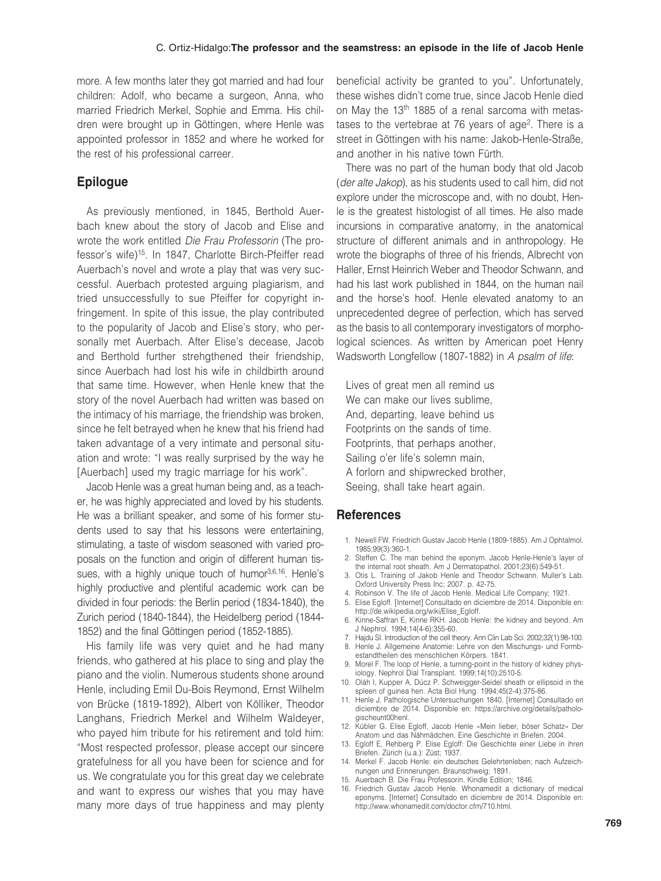more. A few months later they got married and had four children: Adolf, who became a surgeon, Anna, who married Friedrich Merkel, Sophie and Emma. His children were brought up in Göttingen, where Henle was appointed professor in 1852 and where he worked for the rest of his professional carreer.

## Epilogue

As previously mentioned, in 1845, Berthold Auerbach knew about the story of Jacob and Elise and wrote the work entitled *Die Frau Professorin* (The professor's wife)[15]. In 1847, Charlotte Birch-Pfeiffer read Auerbach's novel and wrote a play that was very successful. Auerbach protested arguing plagiarism, and tried unsuccessfully to sue Pfeiffer for copyright infringement. In spite of this issue, the play contributed to the popularity of Jacob and Elise's story, who personally met Auerbach. After Elise's decease, Jacob and Berthold further strehgthened their friendship, since Auerbach had lost his wife in childbirth around that same time. However, when Henle knew that the story of the novel Auerbach had written was based on the intimacy of his marriage, the friendship was broken, since he felt betrayed when he knew that his friend had taken advantage of a very intimate and personal situation and wrote: "I was really surprised by the way he [Auerbach] used my tragic marriage for his work".

Jacob Henle was a great human being and, as a teacher, he was highly appreciated and loved by his students. He was a brilliant speaker, and some of his former students used to say that his lessons were entertaining, stimulating, a taste of wisdom seasoned with varied proposals on the function and origin of different human tissues, with a highly unique touch of humor[3,6,16]. Henle's highly productive and plentiful academic work can be divided in four periods: the Berlin period (1834-1840), the Zurich period (1840-1844), the Heidelberg period (1844-1852) and the final Göttingen period (1852-1885).

His family life was very quiet and he had many friends, who gathered at his place to sing and play the piano and the violin. Numerous students shone around Henle, including Emil Du-Bois Reymond, Ernst Wilhelm von Brücke (1819-1892), Albert von Kölliker, Theodor Langhans, Friedrich Merkel and Wilhelm Waldeyer, who payed him tribute for his retirement and told him: "Most respected professor, please accept our sincere gratefulness for all you have been for science and for us. We congratulate you for this great day we celebrate and want to express our wishes that you may have many more days of true happiness and may plenty beneficial activity be granted to you". Unfortunately, these wishes didn't come true, since Jacob Henle died on May the 13th 1885 of a renal sarcoma with metastases to the vertebrae at 76 years of age[2]. There is a street in Göttingen with his name: Jakob-Henle-Straße, and another in his native town Fürth.

There was no part of the human body that old Jacob (*der alte Jakop*), as his students used to call him, did not explore under the microscope and, with no doubt, Henle is the greatest histologist of all times. He also made incursions in comparative anatomy, in the anatomical structure of different animals and in anthropology. He wrote the biographs of three of his friends, Albrecht von Haller, Ernst Heinrich Weber and Theodor Schwann, and had his last work published in 1844, on the human nail and the horse's hoof. Henle elevated anatomy to an unprecedented degree of perfection, which has served as the basis to all contemporary investigators of morphological sciences. As written by American poet Henry Wadsworth Longfellow (1807-1882) in *A psalm of life*:

Lives of great men all remind us
We can make our lives sublime,
And, departing, leave behind us
Footprints on the sands of time.
Footprints, that perhaps another,
Sailing o'er life's solemn main,
A forlorn and shipwrecked brother,
Seeing, shall take heart again.

## References

1. Newell FW. Friedrich Gustav Jacob Henle (1809-1885). Am J Ophtalmol. 1985;99(3):360-1.
2. Steffen C. The man behind the eponym. Jacob Henle-Henle's layer of the internal root sheath. Am J Dermatopathol. 2001;23(6):549-51.
3. Otis L. Training of Jakob Henle and Theodor Schwann. Muller's Lab. Oxford University Press Inc; 2007. p. 42-75.
4. Robinson V. The life of Jacob Henle. Medical Life Company; 1921.
5. Elise Egloff. [Internet] Consultado en diciembre de 2014. Disponible en: http://de.wikipedia.org/wiki/Elise_Egloff.
6. Kinne-Saffran E, Kinne RKH. Jacob Henle: the kidney and beyond. Am J Nephrol. 1994;14(4-6):355-60.
7. Hajdu SI. Introduction of the cell theory. Ann Clin Lab Sci. 2002;32(1):98-100.
8. Henle J. Allgemeine Anatomie: Lehre von den Mischungs- und Formbestandtheilen des menschlichen Körpers. 1841.
9. Morel F. The loop of Henle, a turning-point in the history of kidney physiology. Nephrol Dial Transplant. 1999;14(10):2510-5.
10. Oláh I, Kupper A, Dúcz P. Schweigger-Seidel sheath or ellipsoid in the spleen of guinea hen. Acta Biol Hung. 1994;45(2-4):375-86.
11. Henle J. Pathologische Untersuchungen 1840. [Internet] Consultado en diciembre de 2014. Disponible en: https://archive.org/details/pathologischeunt00henl.
12. Kübler G. Elise Egloff, Jacob Henle «Mein lieber, böser Schatz» Der Anatom und das Nähmädchen. Eine Geschichte in Briefen. 2004.
13. Egloff E, Rehberg P. Elise Egloff: Die Geschichte einer Liebe in ihren Briefen. Zürich (u.a.): Züst; 1937.
14. Merkel F. Jacob Henle: ein deutsches Gelehrtenleben; nach Aufzeichnungen und Erinnerungen. Braunschweig; 1891.
15. Auerbach B. Die Frau Professorin. Kindle Edition; 1846.
16. Friedrich Gustav Jacob Henle. Whonamedit a dictionary of medical eponyms. [Internet] Consultado en diciembre de 2014. Disponible en: http://www.whonamedit.com/doctor.cfm/710.html.